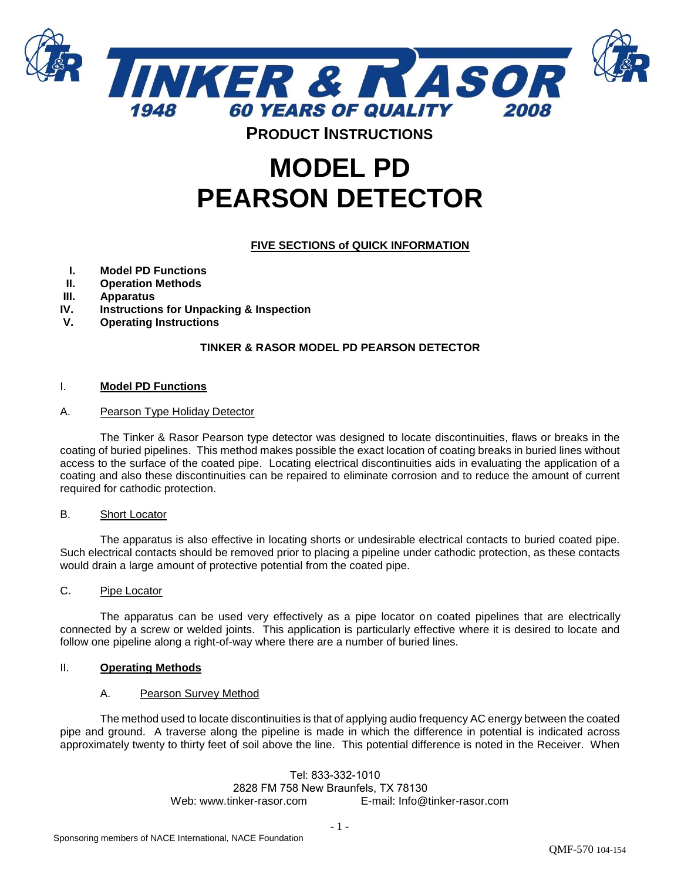# TINKER & RASOR

1948 60 YEARS OF QUALITY 2008

**PRODUCT INSTRUCTIONS**

# MODEL PD
# PEARSON DETECTOR

**FIVE SECTIONS of QUICK INFORMATION**

- **I. Model PD Functions**
- **II. Operation Methods**
- **III. Apparatus**
- **IV. Instructions for Unpacking & Inspection**
- **V. Operating Instructions**

**TINKER & RASOR MODEL PD PEARSON DETECTOR**

## I. Model PD Functions

### A. Pearson Type Holiday Detector

The Tinker & Rasor Pearson type detector was designed to locate discontinuities, flaws or breaks in the coating of buried pipelines. This method makes possible the exact location of coating breaks in buried lines without access to the surface of the coated pipe. Locating electrical discontinuities aids in evaluating the application of a coating and also these discontinuities can be repaired to eliminate corrosion and to reduce the amount of current required for cathodic protection.

### B. Short Locator

The apparatus is also effective in locating shorts or undesirable electrical contacts to buried coated pipe. Such electrical contacts should be removed prior to placing a pipeline under cathodic protection, as these contacts would drain a large amount of protective potential from the coated pipe.

### C. Pipe Locator

The apparatus can be used very effectively as a pipe locator on coated pipelines that are electrically connected by a screw or welded joints. This application is particularly effective where it is desired to locate and follow one pipeline along a right-of-way where there are a number of buried lines.

## II. Operating Methods

### A. Pearson Survey Method

The method used to locate discontinuities is that of applying audio frequency AC energy between the coated pipe and ground. A traverse along the pipeline is made in which the difference in potential is indicated across approximately twenty to thirty feet of soil above the line. This potential difference is noted in the Receiver. When

Tel: 833-332-1010
2828 FM 758 New Braunfels, TX 78130
Web: www.tinker-rasor.com E-mail: Info@tinker-rasor.com

Sponsoring members of NACE International, NACE Foundation

QMF-570 104-154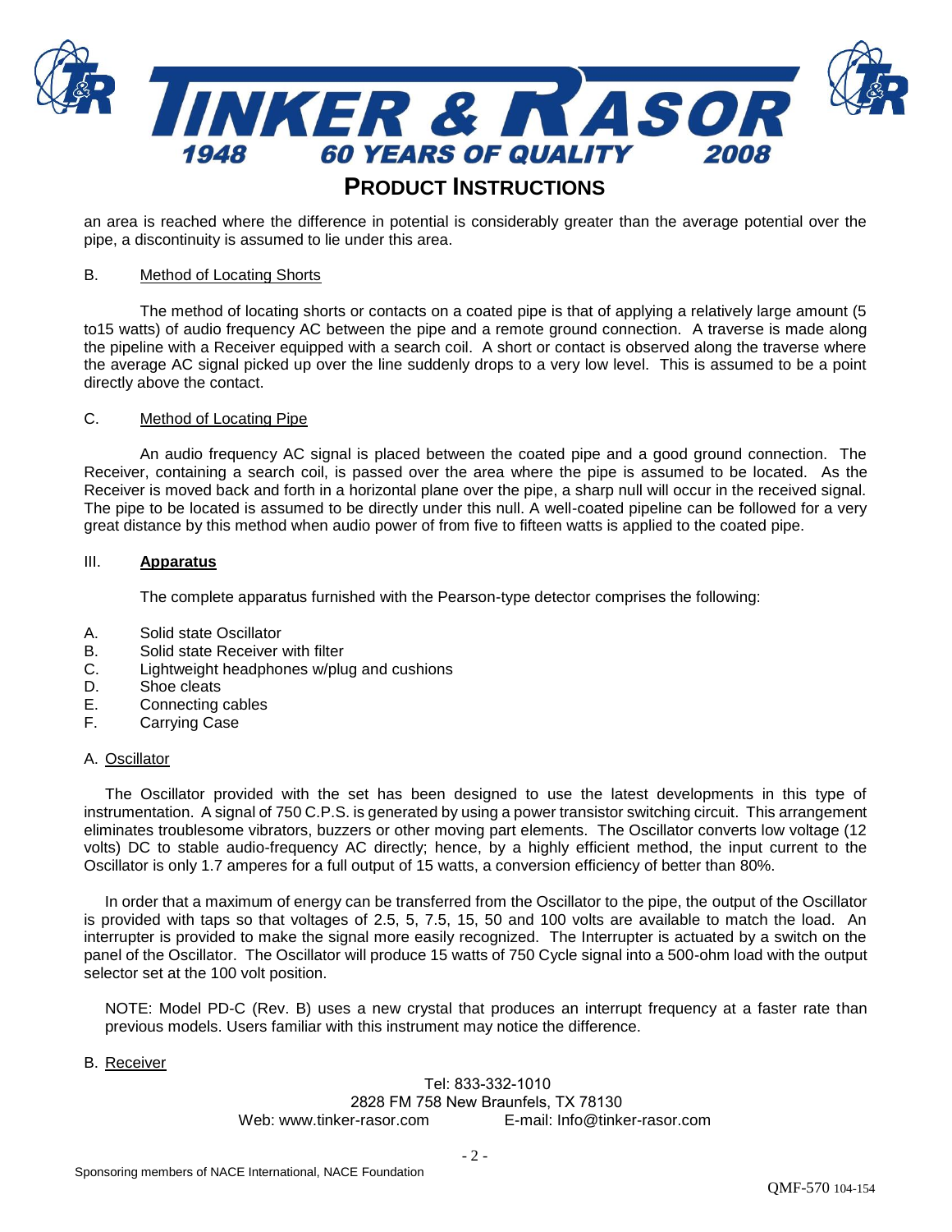an area is reached where the difference in potential is considerably greater than the average potential over the pipe, a discontinuity is assumed to lie under this area.

B. Method of Locating Shorts

The method of locating shorts or contacts on a coated pipe is that of applying a relatively large amount (5 to15 watts) of audio frequency AC between the pipe and a remote ground connection. A traverse is made along the pipeline with a Receiver equipped with a search coil. A short or contact is observed along the traverse where the average AC signal picked up over the line suddenly drops to a very low level. This is assumed to be a point directly above the contact.

C. Method of Locating Pipe

An audio frequency AC signal is placed between the coated pipe and a good ground connection. The Receiver, containing a search coil, is passed over the area where the pipe is assumed to be located. As the Receiver is moved back and forth in a horizontal plane over the pipe, a sharp null will occur in the received signal. The pipe to be located is assumed to be directly under this null. A well-coated pipeline can be followed for a very great distance by this method when audio power of from five to fifteen watts is applied to the coated pipe.

## III. Apparatus

The complete apparatus furnished with the Pearson-type detector comprises the following:

A. Solid state Oscillator
B. Solid state Receiver with filter
C. Lightweight headphones w/plug and cushions
D. Shoe cleats
E. Connecting cables
F. Carrying Case

A. Oscillator

The Oscillator provided with the set has been designed to use the latest developments in this type of instrumentation. A signal of 750 C.P.S. is generated by using a power transistor switching circuit. This arrangement eliminates troublesome vibrators, buzzers or other moving part elements. The Oscillator converts low voltage (12 volts) DC to stable audio-frequency AC directly; hence, by a highly efficient method, the input current to the Oscillator is only 1.7 amperes for a full output of 15 watts, a conversion efficiency of better than 80%.

In order that a maximum of energy can be transferred from the Oscillator to the pipe, the output of the Oscillator is provided with taps so that voltages of 2.5, 5, 7.5, 15, 50 and 100 volts are available to match the load. An interrupter is provided to make the signal more easily recognized. The Interrupter is actuated by a switch on the panel of the Oscillator. The Oscillator will produce 15 watts of 750 Cycle signal into a 500-ohm load with the output selector set at the 100 volt position.

NOTE: Model PD-C (Rev. B) uses a new crystal that produces an interrupt frequency at a faster rate than previous models. Users familiar with this instrument may notice the difference.

B. Receiver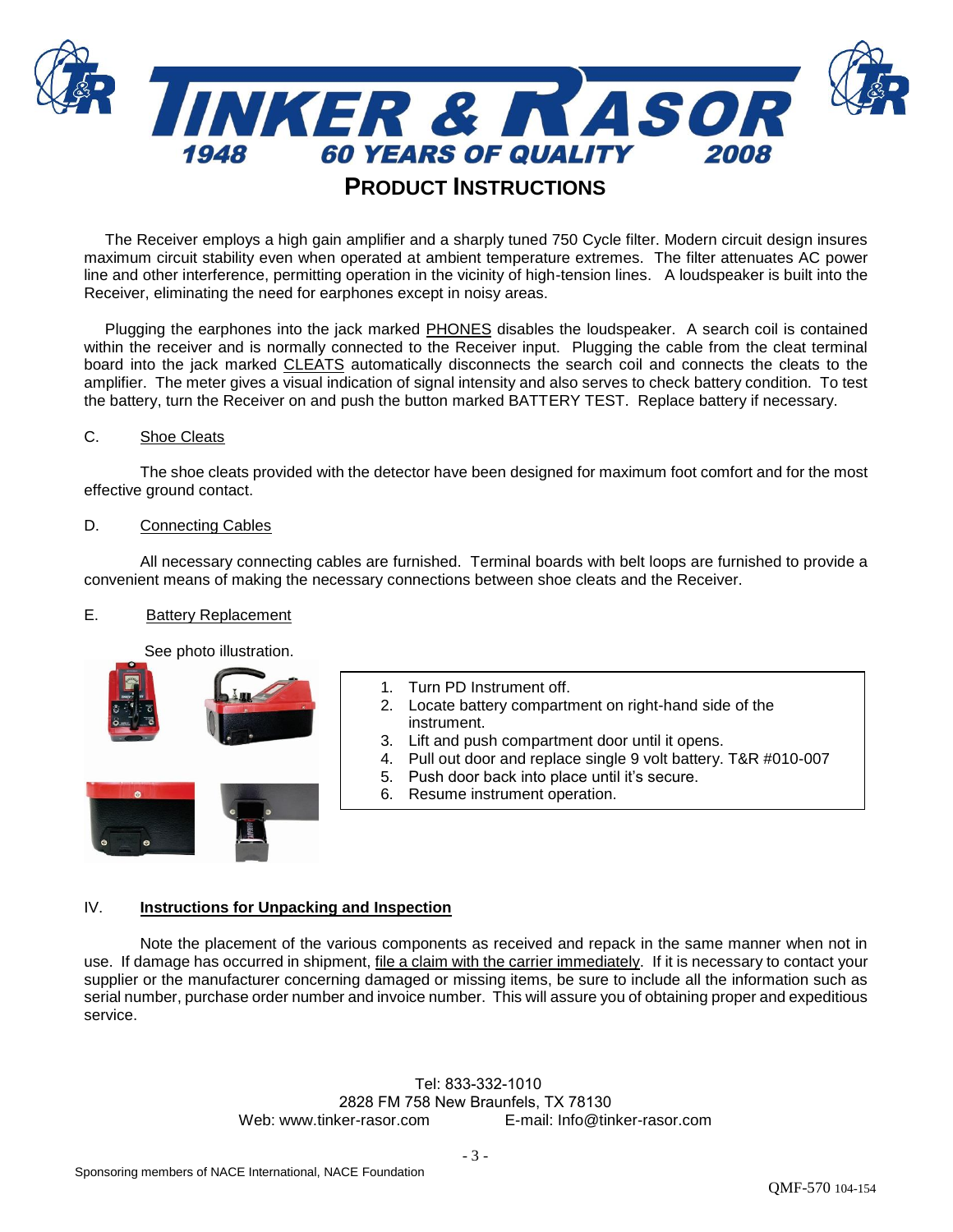The Receiver employs a high gain amplifier and a sharply tuned 750 Cycle filter. Modern circuit design insures maximum circuit stability even when operated at ambient temperature extremes. The filter attenuates AC power line and other interference, permitting operation in the vicinity of high-tension lines. A loudspeaker is built into the Receiver, eliminating the need for earphones except in noisy areas.

Plugging the earphones into the jack marked PHONES disables the loudspeaker. A search coil is contained within the receiver and is normally connected to the Receiver input. Plugging the cable from the cleat terminal board into the jack marked CLEATS automatically disconnects the search coil and connects the cleats to the amplifier. The meter gives a visual indication of signal intensity and also serves to check battery condition. To test the battery, turn the Receiver on and push the button marked BATTERY TEST. Replace battery if necessary.

C. Shoe Cleats

The shoe cleats provided with the detector have been designed for maximum foot comfort and for the most effective ground contact.

D. Connecting Cables

All necessary connecting cables are furnished. Terminal boards with belt loops are furnished to provide a convenient means of making the necessary connections between shoe cleats and the Receiver.

E. Battery Replacement

See photo illustration.

1. Turn PD Instrument off.
2. Locate battery compartment on right-hand side of the instrument.
3. Lift and push compartment door until it opens.
4. Pull out door and replace single 9 volt battery. T&R #010-007
5. Push door back into place until it's secure.
6. Resume instrument operation.

## IV. Instructions for Unpacking and Inspection

Note the placement of the various components as received and repack in the same manner when not in use. If damage has occurred in shipment, file a claim with the carrier immediately. If it is necessary to contact your supplier or the manufacturer concerning damaged or missing items, be sure to include all the information such as serial number, purchase order number and invoice number. This will assure you of obtaining proper and expeditious service.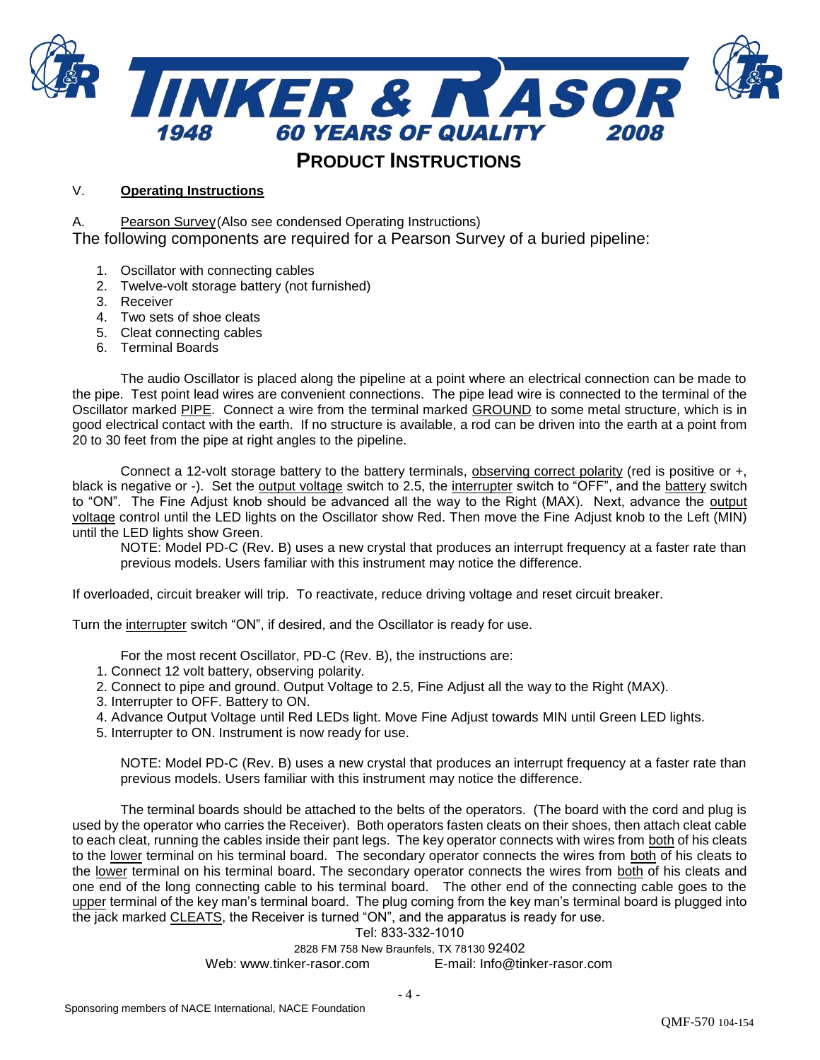## PRODUCT INSTRUCTIONS

### V. Operating Instructions

A. Pearson Survey (Also see condensed Operating Instructions)

The following components are required for a Pearson Survey of a buried pipeline:

1. Oscillator with connecting cables
2. Twelve-volt storage battery (not furnished)
3. Receiver
4. Two sets of shoe cleats
5. Cleat connecting cables
6. Terminal Boards

The audio Oscillator is placed along the pipeline at a point where an electrical connection can be made to the pipe. Test point lead wires are convenient connections. The pipe lead wire is connected to the terminal of the Oscillator marked PIPE. Connect a wire from the terminal marked GROUND to some metal structure, which is in good electrical contact with the earth. If no structure is available, a rod can be driven into the earth at a point from 20 to 30 feet from the pipe at right angles to the pipeline.

Connect a 12-volt storage battery to the battery terminals, observing correct polarity (red is positive or +, black is negative or -). Set the output voltage switch to 2.5, the interrupter switch to "OFF", and the battery switch to "ON". The Fine Adjust knob should be advanced all the way to the Right (MAX). Next, advance the output voltage control until the LED lights on the Oscillator show Red. Then move the Fine Adjust knob to the Left (MIN) until the LED lights show Green.

NOTE: Model PD-C (Rev. B) uses a new crystal that produces an interrupt frequency at a faster rate than previous models. Users familiar with this instrument may notice the difference.

If overloaded, circuit breaker will trip. To reactivate, reduce driving voltage and reset circuit breaker.

Turn the interrupter switch "ON", if desired, and the Oscillator is ready for use.

For the most recent Oscillator, PD-C (Rev. B), the instructions are:

1. Connect 12 volt battery, observing polarity.
2. Connect to pipe and ground. Output Voltage to 2.5, Fine Adjust all the way to the Right (MAX).
3. Interrupter to OFF. Battery to ON.
4. Advance Output Voltage until Red LEDs light. Move Fine Adjust towards MIN until Green LED lights.
5. Interrupter to ON. Instrument is now ready for use.

NOTE: Model PD-C (Rev. B) uses a new crystal that produces an interrupt frequency at a faster rate than previous models. Users familiar with this instrument may notice the difference.

The terminal boards should be attached to the belts of the operators. (The board with the cord and plug is used by the operator who carries the Receiver). Both operators fasten cleats on their shoes, then attach cleat cable to each cleat, running the cables inside their pant legs. The key operator connects with wires from both of his cleats to the lower terminal on his terminal board. The secondary operator connects the wires from both of his cleats to the lower terminal on his terminal board. The secondary operator connects the wires from both of his cleats and one end of the long connecting cable to his terminal board. The other end of the connecting cable goes to the upper terminal of the key man's terminal board. The plug coming from the key man's terminal board is plugged into the jack marked CLEATS, the Receiver is turned "ON", and the apparatus is ready for use.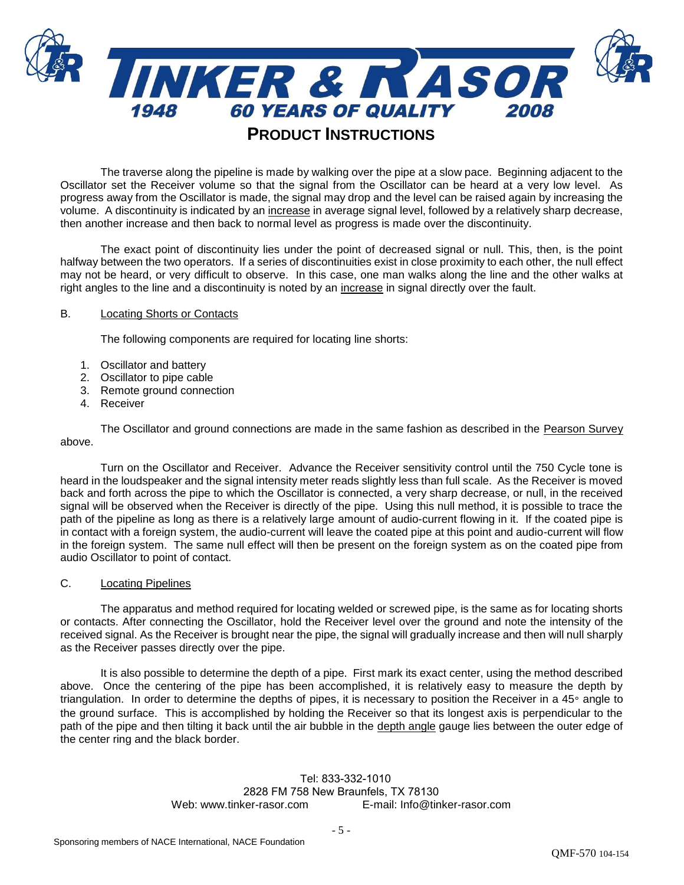The traverse along the pipeline is made by walking over the pipe at a slow pace. Beginning adjacent to the Oscillator set the Receiver volume so that the signal from the Oscillator can be heard at a very low level. As progress away from the Oscillator is made, the signal may drop and the level can be raised again by increasing the volume. A discontinuity is indicated by an increase in average signal level, followed by a relatively sharp decrease, then another increase and then back to normal level as progress is made over the discontinuity.

The exact point of discontinuity lies under the point of decreased signal or null. This, then, is the point halfway between the two operators. If a series of discontinuities exist in close proximity to each other, the null effect may not be heard, or very difficult to observe. In this case, one man walks along the line and the other walks at right angles to the line and a discontinuity is noted by an increase in signal directly over the fault.

### B. Locating Shorts or Contacts

The following components are required for locating line shorts:

1. Oscillator and battery
2. Oscillator to pipe cable
3. Remote ground connection
4. Receiver

The Oscillator and ground connections are made in the same fashion as described in the Pearson Survey above.

Turn on the Oscillator and Receiver. Advance the Receiver sensitivity control until the 750 Cycle tone is heard in the loudspeaker and the signal intensity meter reads slightly less than full scale. As the Receiver is moved back and forth across the pipe to which the Oscillator is connected, a very sharp decrease, or null, in the received signal will be observed when the Receiver is directly of the pipe. Using this null method, it is possible to trace the path of the pipeline as long as there is a relatively large amount of audio-current flowing in it. If the coated pipe is in contact with a foreign system, the audio-current will leave the coated pipe at this point and audio-current will flow in the foreign system. The same null effect will then be present on the foreign system as on the coated pipe from audio Oscillator to point of contact.

### C. Locating Pipelines

The apparatus and method required for locating welded or screwed pipe, is the same as for locating shorts or contacts. After connecting the Oscillator, hold the Receiver level over the ground and note the intensity of the received signal. As the Receiver is brought near the pipe, the signal will gradually increase and then will null sharply as the Receiver passes directly over the pipe.

It is also possible to determine the depth of a pipe. First mark its exact center, using the method described above. Once the centering of the pipe has been accomplished, it is relatively easy to measure the depth by triangulation. In order to determine the depths of pipes, it is necessary to position the Receiver in a 45° angle to the ground surface. This is accomplished by holding the Receiver so that its longest axis is perpendicular to the path of the pipe and then tilting it back until the air bubble in the depth angle gauge lies between the outer edge of the center ring and the black border.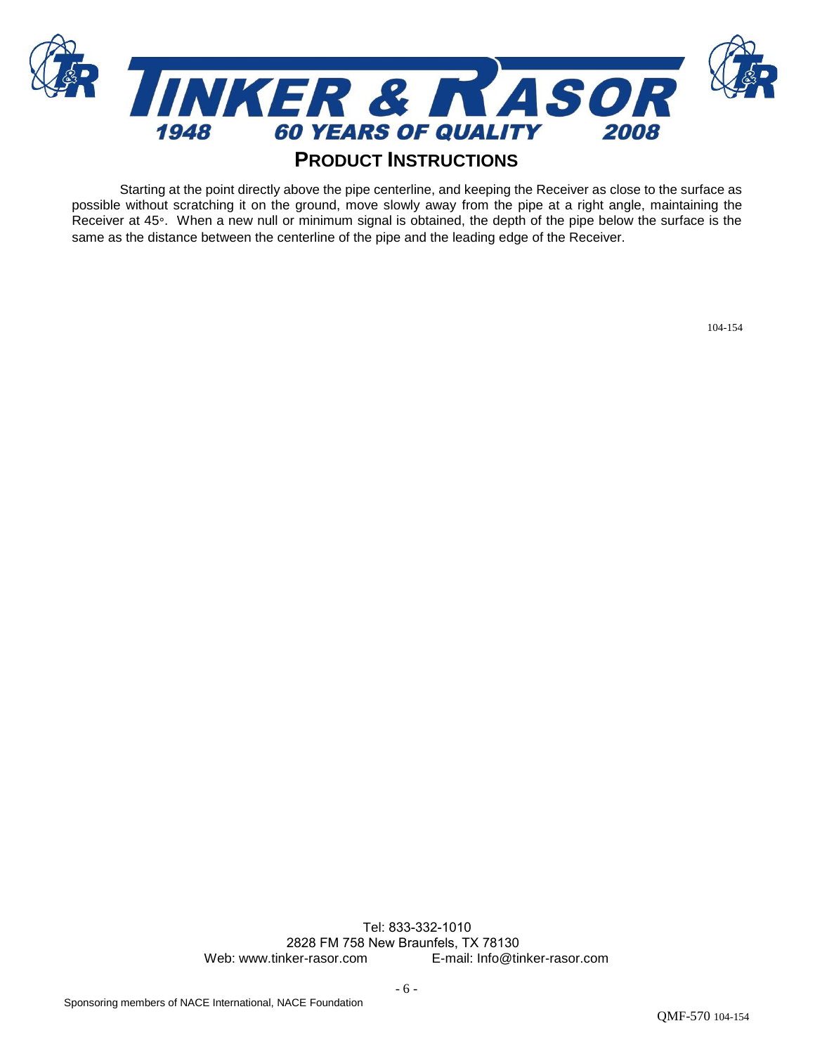## PRODUCT INSTRUCTIONS

Starting at the point directly above the pipe centerline, and keeping the Receiver as close to the surface as possible without scratching it on the ground, move slowly away from the pipe at a right angle, maintaining the Receiver at 45°. When a new null or minimum signal is obtained, the depth of the pipe below the surface is the same as the distance between the centerline of the pipe and the leading edge of the Receiver.

104-154